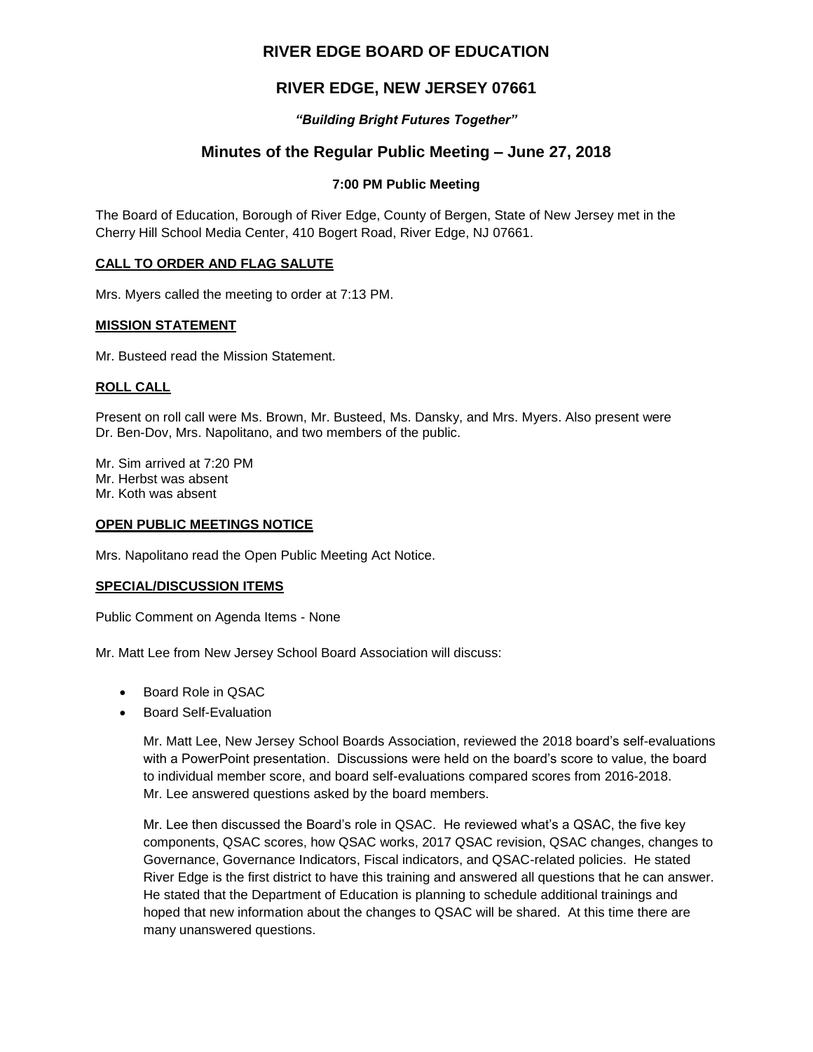# RIVER EDGE BOARD OF EDUCATION

## RIVER EDGE, NEW JERSEY 07661

***"Building Bright Futures Together"***

## Minutes of the Regular Public Meeting – June 27, 2018

### 7:00 PM Public Meeting

The Board of Education, Borough of River Edge, County of Bergen, State of New Jersey met in the Cherry Hill School Media Center, 410 Bogert Road, River Edge, NJ 07661.

**CALL TO ORDER AND FLAG SALUTE**

Mrs. Myers called the meeting to order at 7:13 PM.

**MISSION STATEMENT**

Mr. Busteed read the Mission Statement.

**ROLL CALL**

Present on roll call were Ms. Brown, Mr. Busteed, Ms. Dansky, and Mrs. Myers. Also present were Dr. Ben-Dov, Mrs. Napolitano, and two members of the public.

Mr. Sim arrived at 7:20 PM
Mr. Herbst was absent
Mr. Koth was absent

**OPEN PUBLIC MEETINGS NOTICE**

Mrs. Napolitano read the Open Public Meeting Act Notice.

**SPECIAL/DISCUSSION ITEMS**

Public Comment on Agenda Items - None

Mr. Matt Lee from New Jersey School Board Association will discuss:

- Board Role in QSAC
- Board Self-Evaluation

  Mr. Matt Lee, New Jersey School Boards Association, reviewed the 2018 board's self-evaluations with a PowerPoint presentation. Discussions were held on the board's score to value, the board to individual member score, and board self-evaluations compared scores from 2016-2018. Mr. Lee answered questions asked by the board members.

  Mr. Lee then discussed the Board's role in QSAC. He reviewed what's a QSAC, the five key components, QSAC scores, how QSAC works, 2017 QSAC revision, QSAC changes, changes to Governance, Governance Indicators, Fiscal indicators, and QSAC-related policies. He stated River Edge is the first district to have this training and answered all questions that he can answer. He stated that the Department of Education is planning to schedule additional trainings and hoped that new information about the changes to QSAC will be shared. At this time there are many unanswered questions.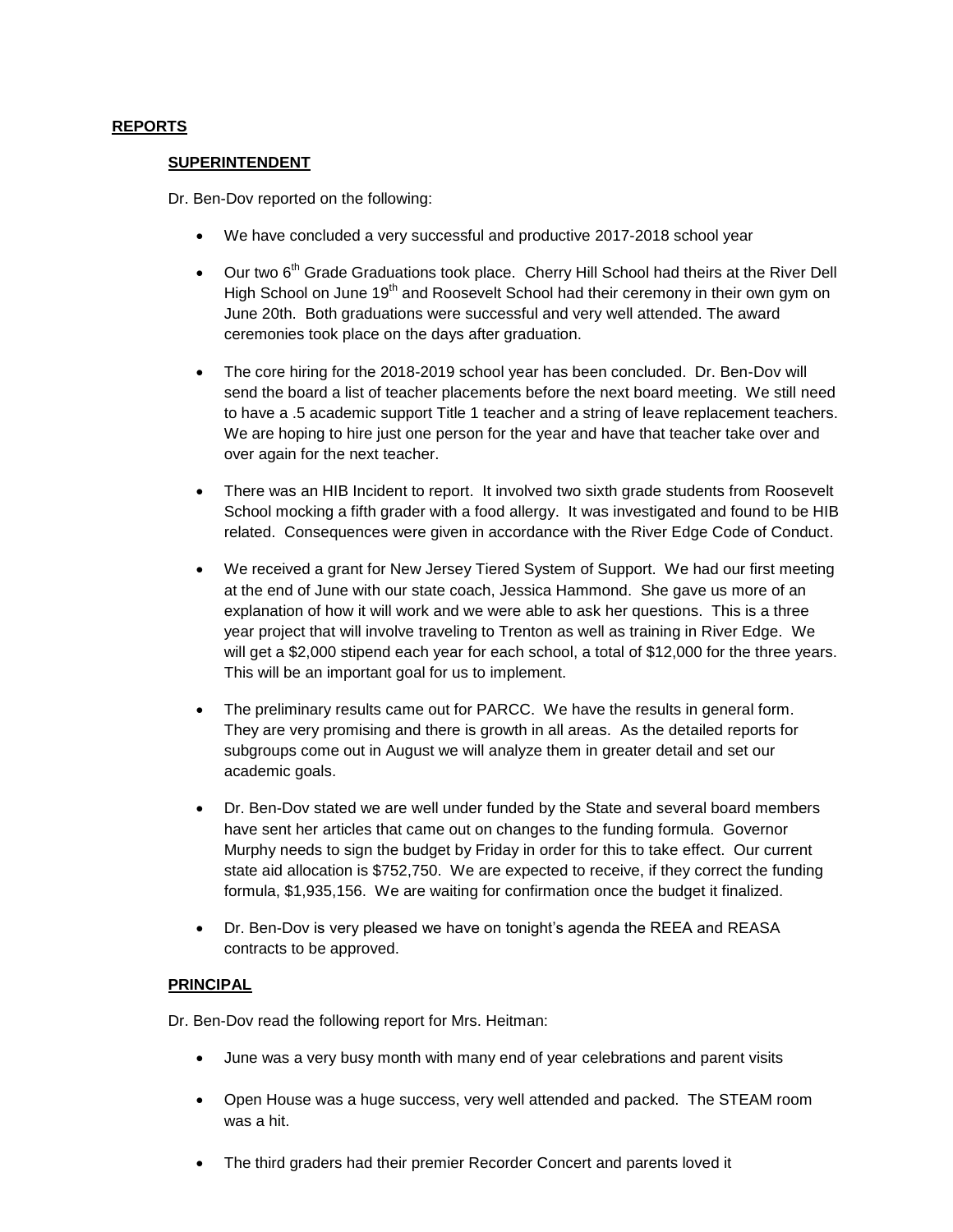## REPORTS

### SUPERINTENDENT

Dr. Ben-Dov reported on the following:

- We have concluded a very successful and productive 2017-2018 school year
- Our two 6th Grade Graduations took place. Cherry Hill School had theirs at the River Dell High School on June 19th and Roosevelt School had their ceremony in their own gym on June 20th. Both graduations were successful and very well attended. The award ceremonies took place on the days after graduation.
- The core hiring for the 2018-2019 school year has been concluded. Dr. Ben-Dov will send the board a list of teacher placements before the next board meeting. We still need to have a .5 academic support Title 1 teacher and a string of leave replacement teachers. We are hoping to hire just one person for the year and have that teacher take over and over again for the next teacher.
- There was an HIB Incident to report. It involved two sixth grade students from Roosevelt School mocking a fifth grader with a food allergy. It was investigated and found to be HIB related. Consequences were given in accordance with the River Edge Code of Conduct.
- We received a grant for New Jersey Tiered System of Support. We had our first meeting at the end of June with our state coach, Jessica Hammond. She gave us more of an explanation of how it will work and we were able to ask her questions. This is a three year project that will involve traveling to Trenton as well as training in River Edge. We will get a $2,000 stipend each year for each school, a total of $12,000 for the three years. This will be an important goal for us to implement.
- The preliminary results came out for PARCC. We have the results in general form. They are very promising and there is growth in all areas. As the detailed reports for subgroups come out in August we will analyze them in greater detail and set our academic goals.
- Dr. Ben-Dov stated we are well under funded by the State and several board members have sent her articles that came out on changes to the funding formula. Governor Murphy needs to sign the budget by Friday in order for this to take effect. Our current state aid allocation is $752,750. We are expected to receive, if they correct the funding formula, $1,935,156. We are waiting for confirmation once the budget it finalized.
- Dr. Ben-Dov is very pleased we have on tonight's agenda the REEA and REASA contracts to be approved.

### PRINCIPAL

Dr. Ben-Dov read the following report for Mrs. Heitman:

- June was a very busy month with many end of year celebrations and parent visits
- Open House was a huge success, very well attended and packed. The STEAM room was a hit.
- The third graders had their premier Recorder Concert and parents loved it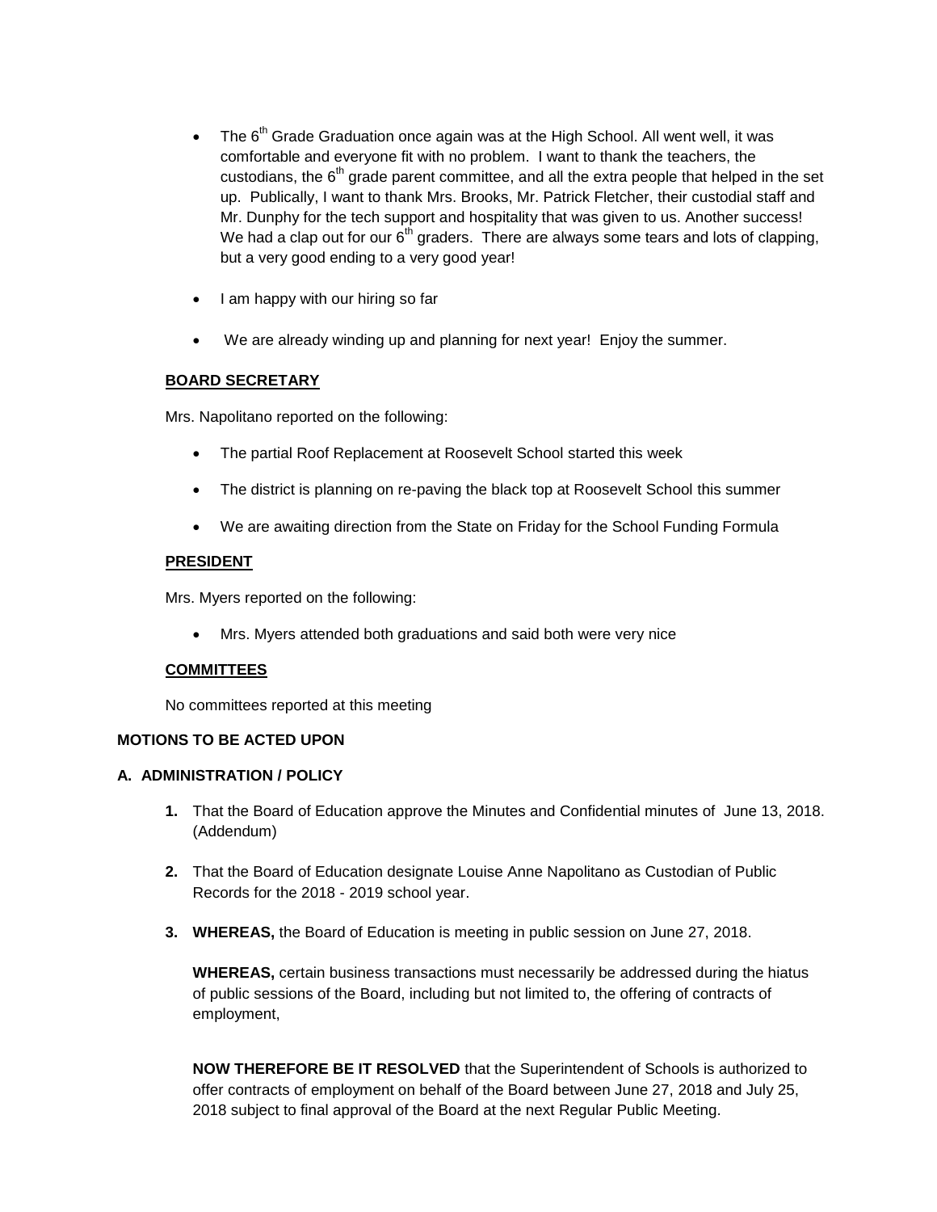- The $6^{th}$ Grade Graduation once again was at the High School. All went well, it was comfortable and everyone fit with no problem. I want to thank the teachers, the custodians, the $6^{th}$ grade parent committee, and all the extra people that helped in the set up. Publically, I want to thank Mrs. Brooks, Mr. Patrick Fletcher, their custodial staff and Mr. Dunphy for the tech support and hospitality that was given to us. Another success! We had a clap out for our $6^{th}$ graders. There are always some tears and lots of clapping, but a very good ending to a very good year!

- I am happy with our hiring so far

- We are already winding up and planning for next year! Enjoy the summer.

**BOARD SECRETARY**

Mrs. Napolitano reported on the following:

- The partial Roof Replacement at Roosevelt School started this week
- The district is planning on re-paving the black top at Roosevelt School this summer
- We are awaiting direction from the State on Friday for the School Funding Formula

**PRESIDENT**

Mrs. Myers reported on the following:

- Mrs. Myers attended both graduations and said both were very nice

**COMMITTEES**

No committees reported at this meeting

**MOTIONS TO BE ACTED UPON**

**A. ADMINISTRATION / POLICY**

**1.** That the Board of Education approve the Minutes and Confidential minutes of June 13, 2018. (Addendum)

**2.** That the Board of Education designate Louise Anne Napolitano as Custodian of Public Records for the 2018 - 2019 school year.

**3.** **WHEREAS,** the Board of Education is meeting in public session on June 27, 2018.

**WHEREAS,** certain business transactions must necessarily be addressed during the hiatus of public sessions of the Board, including but not limited to, the offering of contracts of employment,

**NOW THEREFORE BE IT RESOLVED** that the Superintendent of Schools is authorized to offer contracts of employment on behalf of the Board between June 27, 2018 and July 25, 2018 subject to final approval of the Board at the next Regular Public Meeting.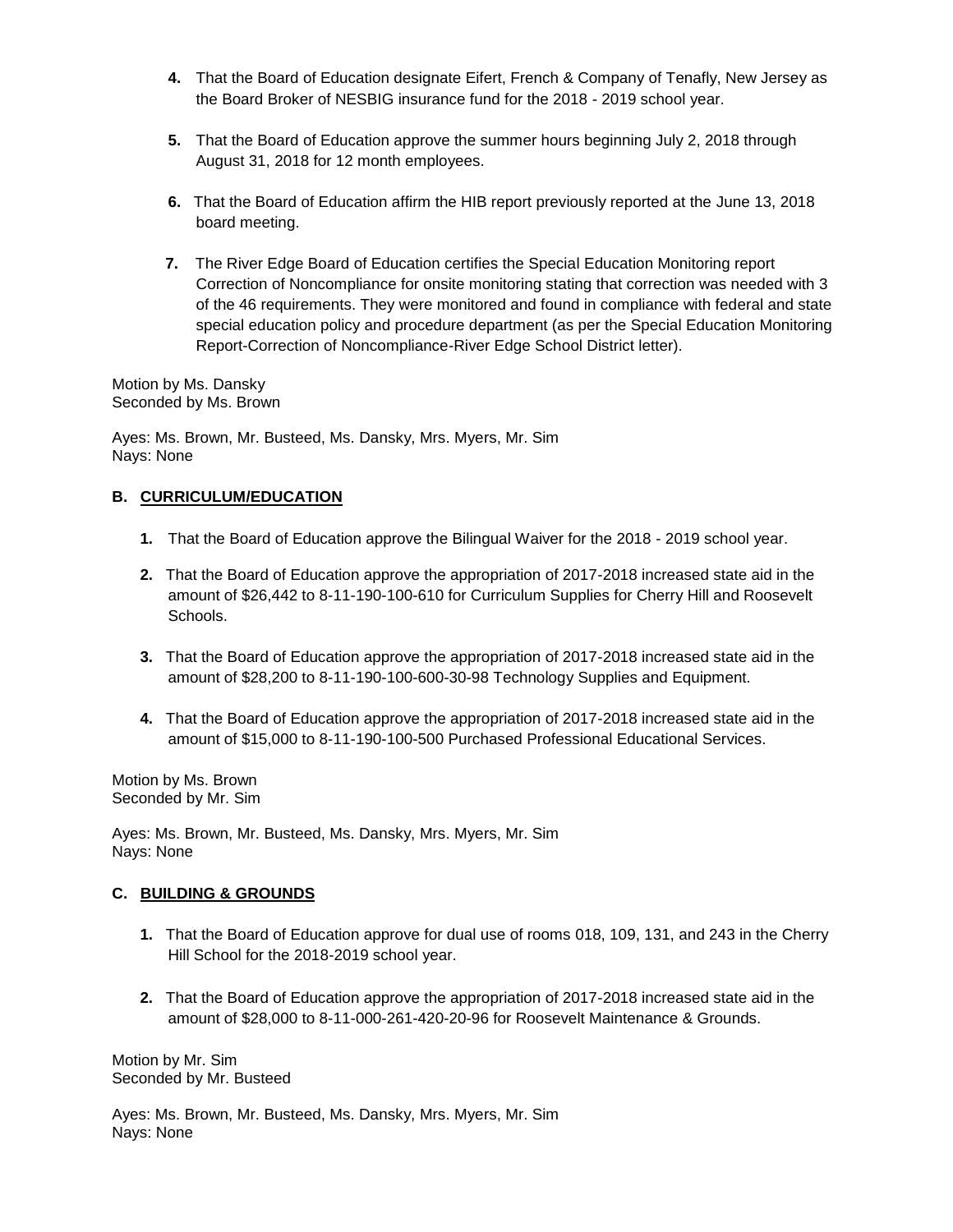4. That the Board of Education designate Eifert, French & Company of Tenafly, New Jersey as the Board Broker of NESBIG insurance fund for the 2018 - 2019 school year.

5. That the Board of Education approve the summer hours beginning July 2, 2018 through August 31, 2018 for 12 month employees.

6. That the Board of Education affirm the HIB report previously reported at the June 13, 2018 board meeting.

7. The River Edge Board of Education certifies the Special Education Monitoring report Correction of Noncompliance for onsite monitoring stating that correction was needed with 3 of the 46 requirements. They were monitored and found in compliance with federal and state special education policy and procedure department (as per the Special Education Monitoring Report-Correction of Noncompliance-River Edge School District letter).

Motion by Ms. Dansky
Seconded by Ms. Brown

Ayes: Ms. Brown, Mr. Busteed, Ms. Dansky, Mrs. Myers, Mr. Sim
Nays: None

## B. CURRICULUM/EDUCATION

1. That the Board of Education approve the Bilingual Waiver for the 2018 - 2019 school year.

2. That the Board of Education approve the appropriation of 2017-2018 increased state aid in the amount of $26,442 to 8-11-190-100-610 for Curriculum Supplies for Cherry Hill and Roosevelt Schools.

3. That the Board of Education approve the appropriation of 2017-2018 increased state aid in the amount of $28,200 to 8-11-190-100-600-30-98 Technology Supplies and Equipment.

4. That the Board of Education approve the appropriation of 2017-2018 increased state aid in the amount of $15,000 to 8-11-190-100-500 Purchased Professional Educational Services.

Motion by Ms. Brown
Seconded by Mr. Sim

Ayes: Ms. Brown, Mr. Busteed, Ms. Dansky, Mrs. Myers, Mr. Sim
Nays: None

## C. BUILDING & GROUNDS

1. That the Board of Education approve for dual use of rooms 018, 109, 131, and 243 in the Cherry Hill School for the 2018-2019 school year.

2. That the Board of Education approve the appropriation of 2017-2018 increased state aid in the amount of $28,000 to 8-11-000-261-420-20-96 for Roosevelt Maintenance & Grounds.

Motion by Mr. Sim
Seconded by Mr. Busteed

Ayes: Ms. Brown, Mr. Busteed, Ms. Dansky, Mrs. Myers, Mr. Sim
Nays: None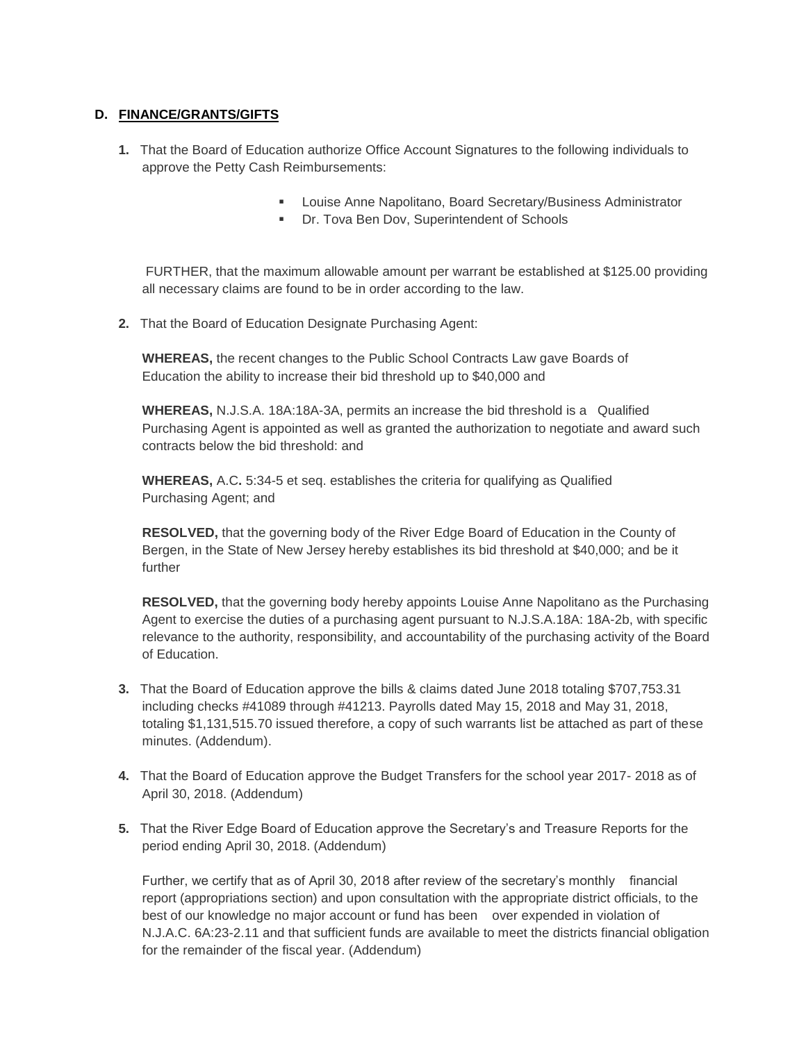**D. <u>FINANCE/GRANTS/GIFTS</u>**

1. That the Board of Education authorize Office Account Signatures to the following individuals to approve the Petty Cash Reimbursements:

   - Louise Anne Napolitano, Board Secretary/Business Administrator
   - Dr. Tova Ben Dov, Superintendent of Schools

   FURTHER, that the maximum allowable amount per warrant be established at $125.00 providing all necessary claims are found to be in order according to the law.

2. That the Board of Education Designate Purchasing Agent:

   **WHEREAS,** the recent changes to the Public School Contracts Law gave Boards of Education the ability to increase their bid threshold up to $40,000 and

   **WHEREAS,** N.J.S.A. 18A:18A-3A, permits an increase the bid threshold is a Qualified Purchasing Agent is appointed as well as granted the authorization to negotiate and award such contracts below the bid threshold: and

   **WHEREAS,** A.C**.** 5:34-5 et seq. establishes the criteria for qualifying as Qualified Purchasing Agent; and

   **RESOLVED,** that the governing body of the River Edge Board of Education in the County of Bergen, in the State of New Jersey hereby establishes its bid threshold at $40,000; and be it further

   **RESOLVED,** that the governing body hereby appoints Louise Anne Napolitano as the Purchasing Agent to exercise the duties of a purchasing agent pursuant to N.J.S.A.18A: 18A-2b, with specific relevance to the authority, responsibility, and accountability of the purchasing activity of the Board of Education.

3. That the Board of Education approve the bills & claims dated June 2018 totaling $707,753.31 including checks #41089 through #41213. Payrolls dated May 15, 2018 and May 31, 2018, totaling $1,131,515.70 issued therefore, a copy of such warrants list be attached as part of these minutes. (Addendum).

4. That the Board of Education approve the Budget Transfers for the school year 2017- 2018 as of April 30, 2018. (Addendum)

5. That the River Edge Board of Education approve the Secretary's and Treasure Reports for the period ending April 30, 2018. (Addendum)

   Further, we certify that as of April 30, 2018 after review of the secretary's monthly financial report (appropriations section) and upon consultation with the appropriate district officials, to the best of our knowledge no major account or fund has been over expended in violation of N.J.A.C. 6A:23-2.11 and that sufficient funds are available to meet the districts financial obligation for the remainder of the fiscal year. (Addendum)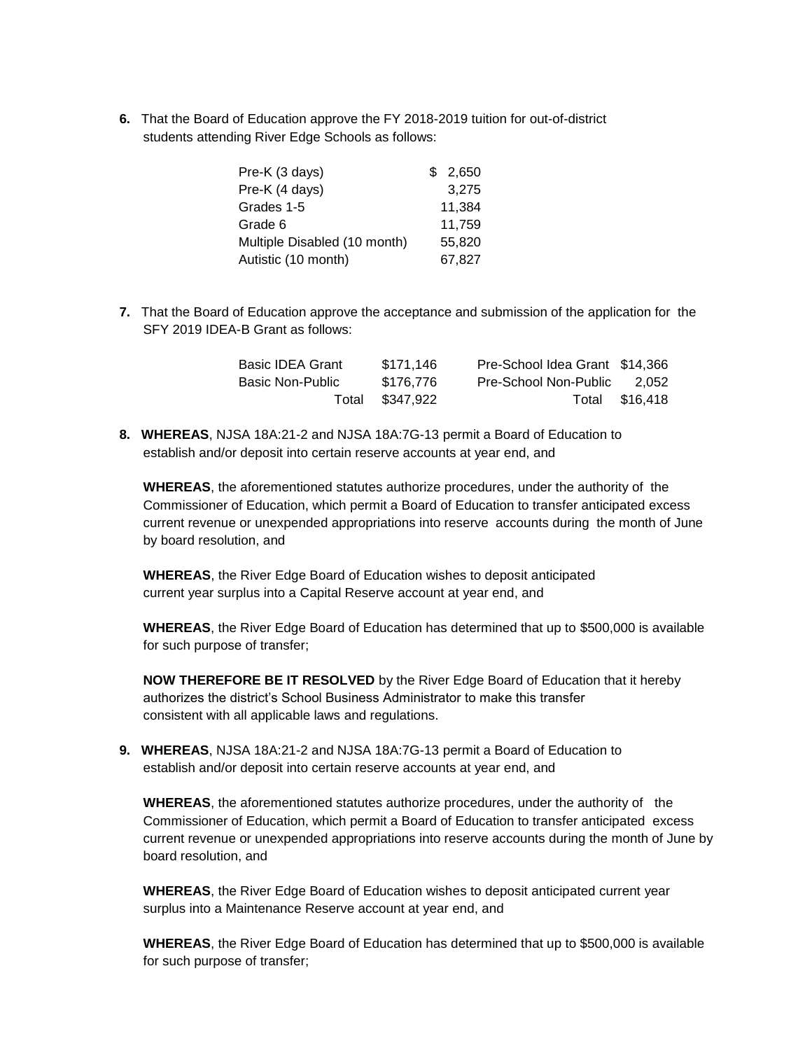**6.** That the Board of Education approve the FY 2018-2019 tuition for out-of-district students attending River Edge Schools as follows:

| | |
|---|---|
| Pre-K (3 days) | $ 2,650 |
| Pre-K (4 days) | 3,275 |
| Grades 1-5 | 11,384 |
| Grade 6 | 11,759 |
| Multiple Disabled (10 month) | 55,820 |
| Autistic (10 month) | 67,827 |

**7.** That the Board of Education approve the acceptance and submission of the application for the SFY 2019 IDEA-B Grant as follows:

| | | | |
|---|---|---|---|
| Basic IDEA Grant | $171,146 | Pre-School Idea Grant | $14,366 |
| Basic Non-Public | $176,776 | Pre-School Non-Public | 2,052 |
| Total | $347,922 | Total | $16,418 |

**8. WHEREAS**, NJSA 18A:21-2 and NJSA 18A:7G-13 permit a Board of Education to establish and/or deposit into certain reserve accounts at year end, and

**WHEREAS**, the aforementioned statutes authorize procedures, under the authority of the Commissioner of Education, which permit a Board of Education to transfer anticipated excess current revenue or unexpended appropriations into reserve accounts during the month of June by board resolution, and

**WHEREAS**, the River Edge Board of Education wishes to deposit anticipated current year surplus into a Capital Reserve account at year end, and

**WHEREAS**, the River Edge Board of Education has determined that up to $500,000 is available for such purpose of transfer;

**NOW THEREFORE BE IT RESOLVED** by the River Edge Board of Education that it hereby authorizes the district's School Business Administrator to make this transfer consistent with all applicable laws and regulations.

**9. WHEREAS**, NJSA 18A:21-2 and NJSA 18A:7G-13 permit a Board of Education to establish and/or deposit into certain reserve accounts at year end, and

**WHEREAS**, the aforementioned statutes authorize procedures, under the authority of the Commissioner of Education, which permit a Board of Education to transfer anticipated excess current revenue or unexpended appropriations into reserve accounts during the month of June by board resolution, and

**WHEREAS**, the River Edge Board of Education wishes to deposit anticipated current year surplus into a Maintenance Reserve account at year end, and

**WHEREAS**, the River Edge Board of Education has determined that up to $500,000 is available for such purpose of transfer;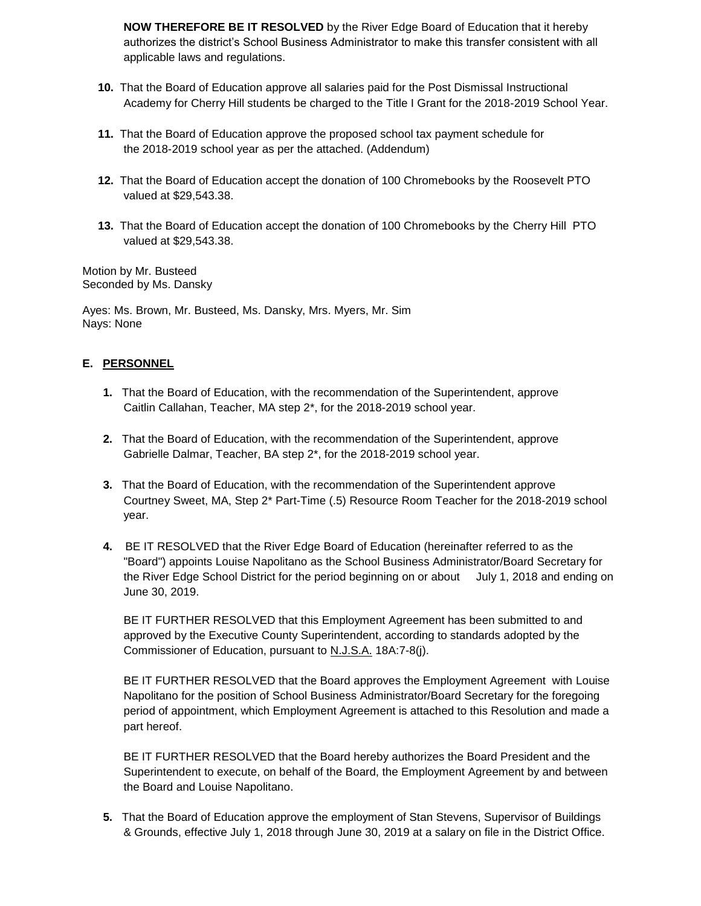**NOW THEREFORE BE IT RESOLVED** by the River Edge Board of Education that it hereby authorizes the district's School Business Administrator to make this transfer consistent with all applicable laws and regulations.

**10.** That the Board of Education approve all salaries paid for the Post Dismissal Instructional Academy for Cherry Hill students be charged to the Title I Grant for the 2018-2019 School Year.

**11.** That the Board of Education approve the proposed school tax payment schedule for the 2018-2019 school year as per the attached. (Addendum)

**12.** That the Board of Education accept the donation of 100 Chromebooks by the Roosevelt PTO valued at $29,543.38.

**13.** That the Board of Education accept the donation of 100 Chromebooks by the Cherry Hill PTO valued at $29,543.38.

Motion by Mr. Busteed
Seconded by Ms. Dansky

Ayes: Ms. Brown, Mr. Busteed, Ms. Dansky, Mrs. Myers, Mr. Sim
Nays: None

## E. PERSONNEL

**1.** That the Board of Education, with the recommendation of the Superintendent, approve Caitlin Callahan, Teacher, MA step 2*, for the 2018-2019 school year.

**2.** That the Board of Education, with the recommendation of the Superintendent, approve Gabrielle Dalmar, Teacher, BA step 2*, for the 2018-2019 school year.

**3.** That the Board of Education, with the recommendation of the Superintendent approve Courtney Sweet, MA, Step 2* Part-Time (.5) Resource Room Teacher for the 2018-2019 school year.

**4.** BE IT RESOLVED that the River Edge Board of Education (hereinafter referred to as the "Board") appoints Louise Napolitano as the School Business Administrator/Board Secretary for the River Edge School District for the period beginning on or about July 1, 2018 and ending on June 30, 2019.

BE IT FURTHER RESOLVED that this Employment Agreement has been submitted to and approved by the Executive County Superintendent, according to standards adopted by the Commissioner of Education, pursuant to N.J.S.A. 18A:7-8(j).

BE IT FURTHER RESOLVED that the Board approves the Employment Agreement with Louise Napolitano for the position of School Business Administrator/Board Secretary for the foregoing period of appointment, which Employment Agreement is attached to this Resolution and made a part hereof.

BE IT FURTHER RESOLVED that the Board hereby authorizes the Board President and the Superintendent to execute, on behalf of the Board, the Employment Agreement by and between the Board and Louise Napolitano.

**5.** That the Board of Education approve the employment of Stan Stevens, Supervisor of Buildings & Grounds, effective July 1, 2018 through June 30, 2019 at a salary on file in the District Office.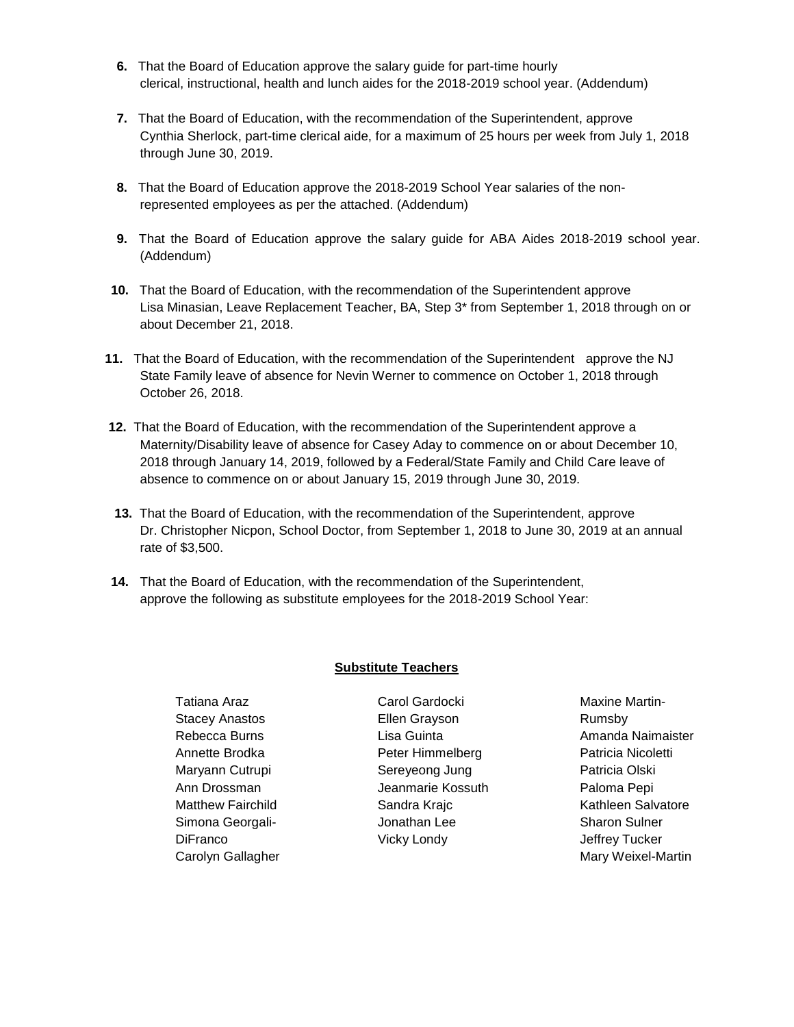6. That the Board of Education approve the salary guide for part-time hourly clerical, instructional, health and lunch aides for the 2018-2019 school year. (Addendum)

7. That the Board of Education, with the recommendation of the Superintendent, approve Cynthia Sherlock, part-time clerical aide, for a maximum of 25 hours per week from July 1, 2018 through June 30, 2019.

8. That the Board of Education approve the 2018-2019 School Year salaries of the non-represented employees as per the attached. (Addendum)

9. That the Board of Education approve the salary guide for ABA Aides 2018-2019 school year. (Addendum)

10. That the Board of Education, with the recommendation of the Superintendent approve Lisa Minasian, Leave Replacement Teacher, BA, Step 3* from September 1, 2018 through on or about December 21, 2018.

11. That the Board of Education, with the recommendation of the Superintendent approve the NJ State Family leave of absence for Nevin Werner to commence on October 1, 2018 through October 26, 2018.

12. That the Board of Education, with the recommendation of the Superintendent approve a Maternity/Disability leave of absence for Casey Aday to commence on or about December 10, 2018 through January 14, 2019, followed by a Federal/State Family and Child Care leave of absence to commence on or about January 15, 2019 through June 30, 2019.

13. That the Board of Education, with the recommendation of the Superintendent, approve Dr. Christopher Nicpon, School Doctor, from September 1, 2018 to June 30, 2019 at an annual rate of $3,500.

14. That the Board of Education, with the recommendation of the Superintendent, approve the following as substitute employees for the 2018-2019 School Year:

**Substitute Teachers**

Tatiana Araz
Stacey Anastos
Rebecca Burns
Annette Brodka
Maryann Cutrupi
Ann Drossman
Matthew Fairchild
Simona Georgali-DiFranco
Carolyn Gallagher
Carol Gardocki
Ellen Grayson
Lisa Guinta
Peter Himmelberg
Sereyeong Jung
Jeanmarie Kossuth
Sandra Krajc
Jonathan Lee
Vicky Londy
Maxine Martin-Rumsby
Amanda Naimaister
Patricia Nicoletti
Patricia Olski
Paloma Pepi
Kathleen Salvatore
Sharon Sulner
Jeffrey Tucker
Mary Weixel-Martin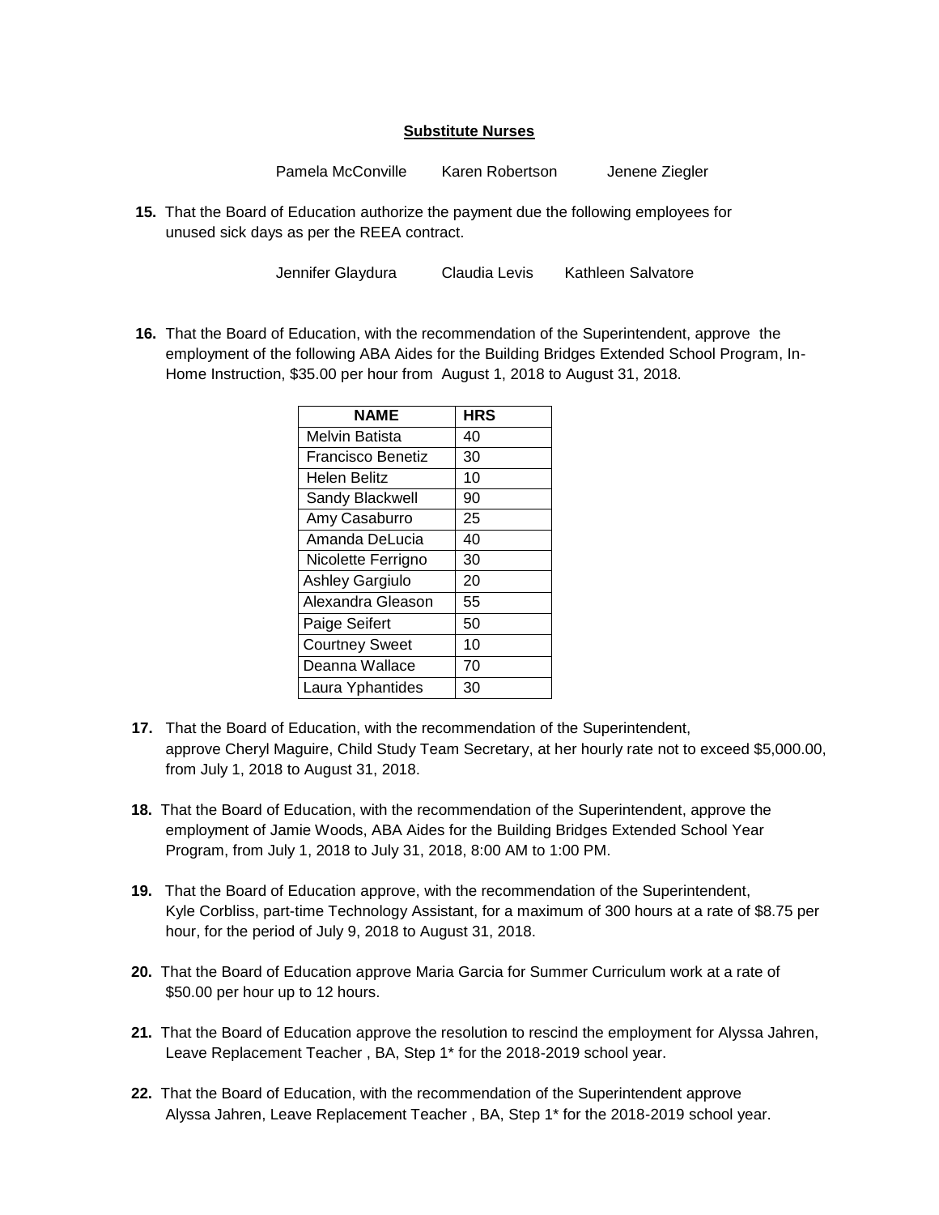**Substitute Nurses**

Pamela McConville    Karen Robertson    Jenene Ziegler

**15.** That the Board of Education authorize the payment due the following employees for unused sick days as per the REEA contract.

Jennifer Glaydura    Claudia Levis    Kathleen Salvatore

**16.** That the Board of Education, with the recommendation of the Superintendent, approve the employment of the following ABA Aides for the Building Bridges Extended School Program, In-Home Instruction, $35.00 per hour from August 1, 2018 to August 31, 2018.

| NAME | HRS |
|---|---|
| Melvin Batista | 40 |
| Francisco Benetiz | 30 |
| Helen Belitz | 10 |
| Sandy Blackwell | 90 |
| Amy Casaburro | 25 |
| Amanda DeLucia | 40 |
| Nicolette Ferrigno | 30 |
| Ashley Gargiulo | 20 |
| Alexandra Gleason | 55 |
| Paige Seifert | 50 |
| Courtney Sweet | 10 |
| Deanna Wallace | 70 |
| Laura Yphantides | 30 |

**17.** That the Board of Education, with the recommendation of the Superintendent, approve Cheryl Maguire, Child Study Team Secretary, at her hourly rate not to exceed $5,000.00, from July 1, 2018 to August 31, 2018.

**18.** That the Board of Education, with the recommendation of the Superintendent, approve the employment of Jamie Woods, ABA Aides for the Building Bridges Extended School Year Program, from July 1, 2018 to July 31, 2018, 8:00 AM to 1:00 PM.

**19.** That the Board of Education approve, with the recommendation of the Superintendent, Kyle Corbliss, part-time Technology Assistant, for a maximum of 300 hours at a rate of $8.75 per hour, for the period of July 9, 2018 to August 31, 2018.

**20.** That the Board of Education approve Maria Garcia for Summer Curriculum work at a rate of $50.00 per hour up to 12 hours.

**21.** That the Board of Education approve the resolution to rescind the employment for Alyssa Jahren, Leave Replacement Teacher , BA, Step 1* for the 2018-2019 school year.

**22.** That the Board of Education, with the recommendation of the Superintendent approve Alyssa Jahren, Leave Replacement Teacher , BA, Step 1* for the 2018-2019 school year.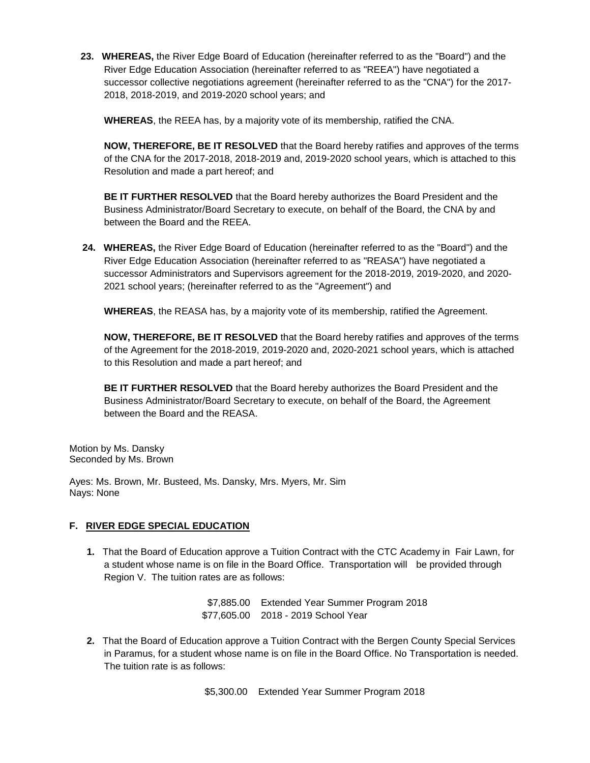23. **WHEREAS,** the River Edge Board of Education (hereinafter referred to as the "Board") and the River Edge Education Association (hereinafter referred to as "REEA") have negotiated a successor collective negotiations agreement (hereinafter referred to as the "CNA") for the 2017-2018, 2018-2019, and 2019-2020 school years; and

    **WHEREAS**, the REEA has, by a majority vote of its membership, ratified the CNA.

    **NOW, THEREFORE, BE IT RESOLVED** that the Board hereby ratifies and approves of the terms of the CNA for the 2017-2018, 2018-2019 and, 2019-2020 school years, which is attached to this Resolution and made a part hereof; and

    **BE IT FURTHER RESOLVED** that the Board hereby authorizes the Board President and the Business Administrator/Board Secretary to execute, on behalf of the Board, the CNA by and between the Board and the REEA.

24. **WHEREAS,** the River Edge Board of Education (hereinafter referred to as the "Board") and the River Edge Education Association (hereinafter referred to as "REASA") have negotiated a successor Administrators and Supervisors agreement for the 2018-2019, 2019-2020, and 2020-2021 school years; (hereinafter referred to as the "Agreement") and

    **WHEREAS**, the REASA has, by a majority vote of its membership, ratified the Agreement.

    **NOW, THEREFORE, BE IT RESOLVED** that the Board hereby ratifies and approves of the terms of the Agreement for the 2018-2019, 2019-2020 and, 2020-2021 school years, which is attached to this Resolution and made a part hereof; and

    **BE IT FURTHER RESOLVED** that the Board hereby authorizes the Board President and the Business Administrator/Board Secretary to execute, on behalf of the Board, the Agreement between the Board and the REASA.

Motion by Ms. Dansky
Seconded by Ms. Brown

Ayes: Ms. Brown, Mr. Busteed, Ms. Dansky, Mrs. Myers, Mr. Sim
Nays: None

## F. RIVER EDGE SPECIAL EDUCATION

1. That the Board of Education approve a Tuition Contract with the CTC Academy in Fair Lawn, for a student whose name is on file in the Board Office. Transportation will be provided through Region V. The tuition rates are as follows:

    $7,885.00 Extended Year Summer Program 2018
    $77,605.00 2018 - 2019 School Year

2. That the Board of Education approve a Tuition Contract with the Bergen County Special Services in Paramus, for a student whose name is on file in the Board Office. No Transportation is needed. The tuition rate is as follows:

    $5,300.00 Extended Year Summer Program 2018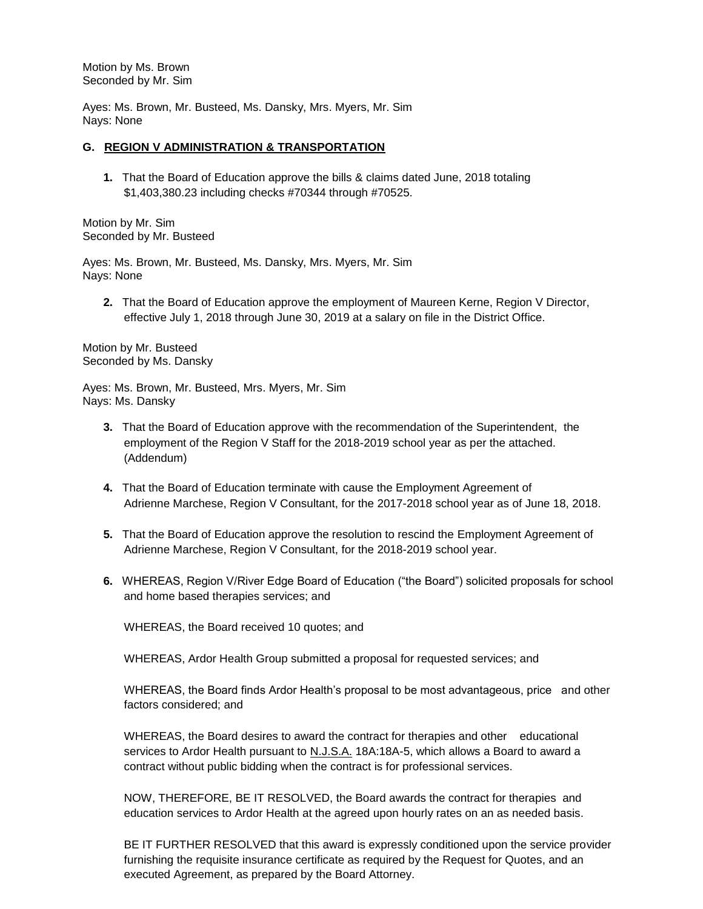Motion by Ms. Brown
Seconded by Mr. Sim

Ayes: Ms. Brown, Mr. Busteed, Ms. Dansky, Mrs. Myers, Mr. Sim
Nays: None

### G. REGION V ADMINISTRATION & TRANSPORTATION

1. That the Board of Education approve the bills & claims dated June, 2018 totaling $1,403,380.23 including checks #70344 through #70525.

Motion by Mr. Sim
Seconded by Mr. Busteed

Ayes: Ms. Brown, Mr. Busteed, Ms. Dansky, Mrs. Myers, Mr. Sim
Nays: None

2. That the Board of Education approve the employment of Maureen Kerne, Region V Director, effective July 1, 2018 through June 30, 2019 at a salary on file in the District Office.

Motion by Mr. Busteed
Seconded by Ms. Dansky

Ayes: Ms. Brown, Mr. Busteed, Mrs. Myers, Mr. Sim
Nays: Ms. Dansky

3. That the Board of Education approve with the recommendation of the Superintendent, the employment of the Region V Staff for the 2018-2019 school year as per the attached. (Addendum)

4. That the Board of Education terminate with cause the Employment Agreement of Adrienne Marchese, Region V Consultant, for the 2017-2018 school year as of June 18, 2018.

5. That the Board of Education approve the resolution to rescind the Employment Agreement of Adrienne Marchese, Region V Consultant, for the 2018-2019 school year.

6. WHEREAS, Region V/River Edge Board of Education ("the Board") solicited proposals for school and home based therapies services; and

   WHEREAS, the Board received 10 quotes; and

   WHEREAS, Ardor Health Group submitted a proposal for requested services; and

   WHEREAS, the Board finds Ardor Health's proposal to be most advantageous, price and other factors considered; and

   WHEREAS, the Board desires to award the contract for therapies and other educational services to Ardor Health pursuant to N.J.S.A. 18A:18A-5, which allows a Board to award a contract without public bidding when the contract is for professional services.

   NOW, THEREFORE, BE IT RESOLVED, the Board awards the contract for therapies and education services to Ardor Health at the agreed upon hourly rates on an as needed basis.

   BE IT FURTHER RESOLVED that this award is expressly conditioned upon the service provider furnishing the requisite insurance certificate as required by the Request for Quotes, and an executed Agreement, as prepared by the Board Attorney.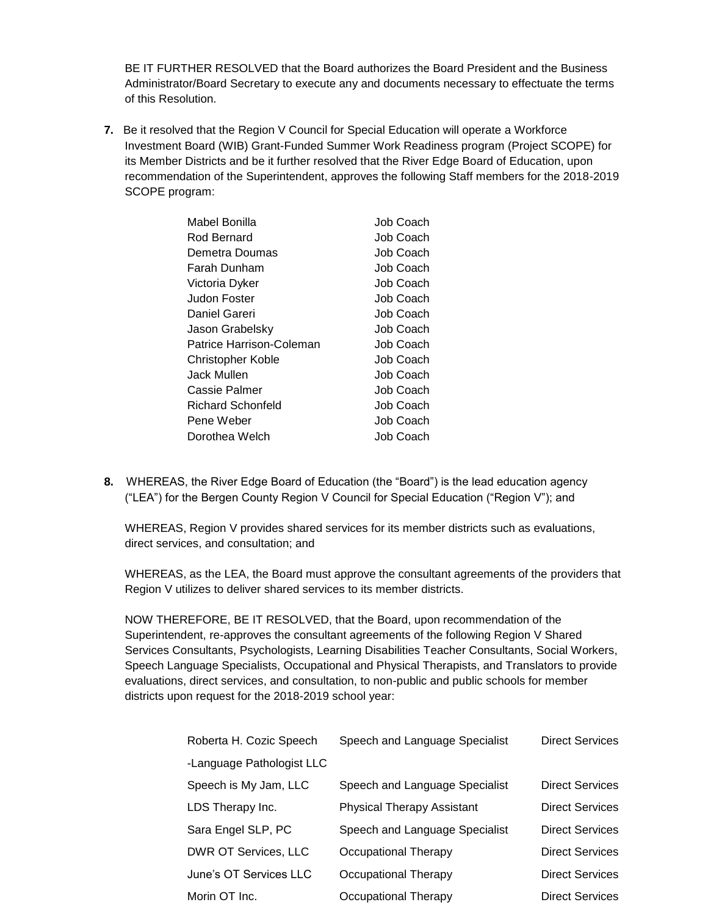BE IT FURTHER RESOLVED that the Board authorizes the Board President and the Business Administrator/Board Secretary to execute any and documents necessary to effectuate the terms of this Resolution.

**7.** Be it resolved that the Region V Council for Special Education will operate a Workforce Investment Board (WIB) Grant-Funded Summer Work Readiness program (Project SCOPE) for its Member Districts and be it further resolved that the River Edge Board of Education, upon recommendation of the Superintendent, approves the following Staff members for the 2018-2019 SCOPE program:

| | |
|---|---|
| Mabel Bonilla | Job Coach |
| Rod Bernard | Job Coach |
| Demetra Doumas | Job Coach |
| Farah Dunham | Job Coach |
| Victoria Dyker | Job Coach |
| Judon Foster | Job Coach |
| Daniel Gareri | Job Coach |
| Jason Grabelsky | Job Coach |
| Patrice Harrison-Coleman | Job Coach |
| Christopher Koble | Job Coach |
| Jack Mullen | Job Coach |
| Cassie Palmer | Job Coach |
| Richard Schonfeld | Job Coach |
| Pene Weber | Job Coach |
| Dorothea Welch | Job Coach |

**8.** WHEREAS, the River Edge Board of Education (the "Board") is the lead education agency ("LEA") for the Bergen County Region V Council for Special Education ("Region V"); and

WHEREAS, Region V provides shared services for its member districts such as evaluations, direct services, and consultation; and

WHEREAS, as the LEA, the Board must approve the consultant agreements of the providers that Region V utilizes to deliver shared services to its member districts.

NOW THEREFORE, BE IT RESOLVED, that the Board, upon recommendation of the Superintendent, re-approves the consultant agreements of the following Region V Shared Services Consultants, Psychologists, Learning Disabilities Teacher Consultants, Social Workers, Speech Language Specialists, Occupational and Physical Therapists, and Translators to provide evaluations, direct services, and consultation, to non-public and public schools for member districts upon request for the 2018-2019 school year:

| | | |
|---|---|---|
| Roberta H. Cozic Speech -Language Pathologist LLC | Speech and Language Specialist | Direct Services |
| Speech is My Jam, LLC | Speech and Language Specialist | Direct Services |
| LDS Therapy Inc. | Physical Therapy Assistant | Direct Services |
| Sara Engel SLP, PC | Speech and Language Specialist | Direct Services |
| DWR OT Services, LLC | Occupational Therapy | Direct Services |
| June's OT Services LLC | Occupational Therapy | Direct Services |
| Morin OT Inc. | Occupational Therapy | Direct Services |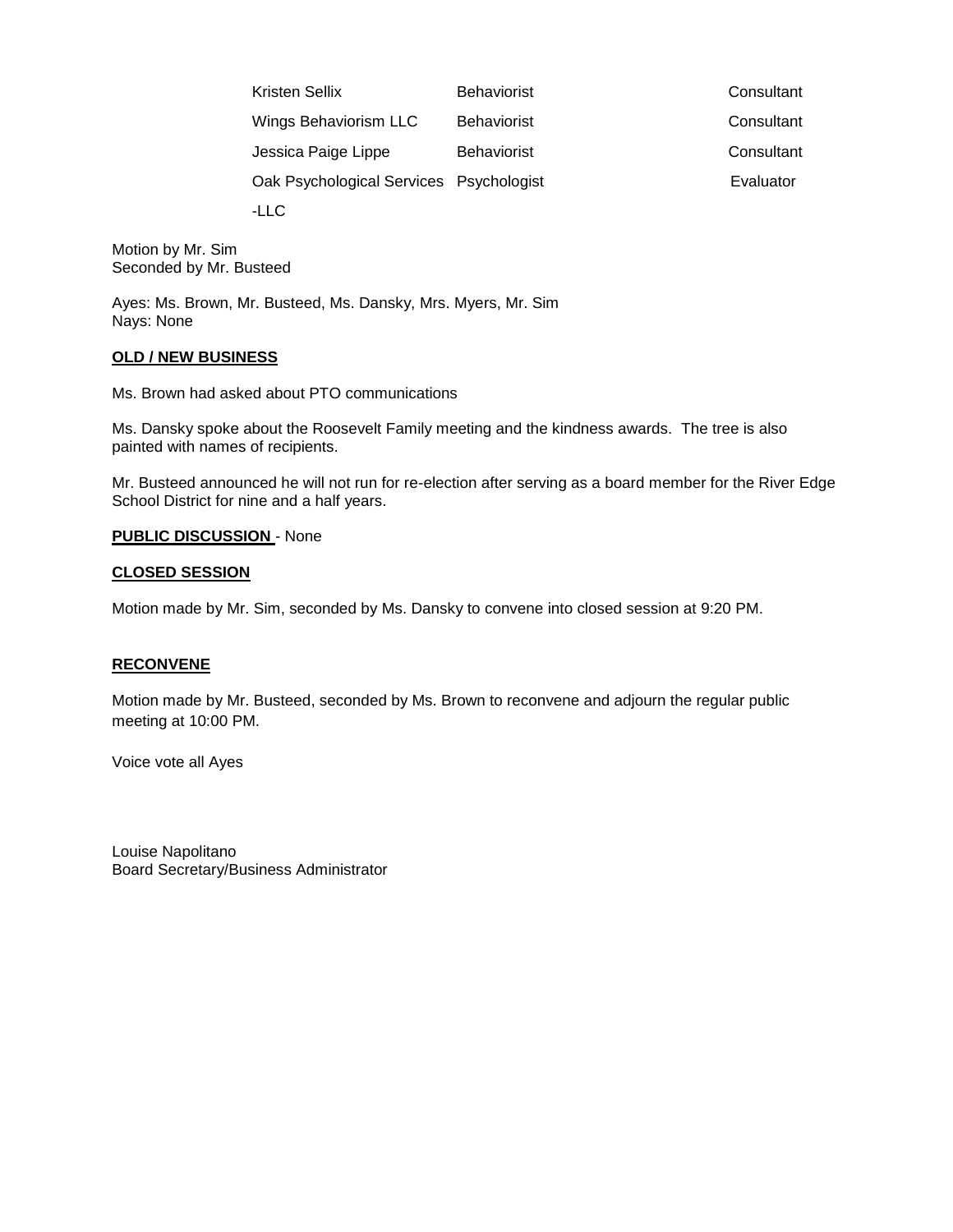| | | |
|---|---|---|
| Kristen Sellix | Behaviorist | Consultant |
| Wings Behaviorism LLC | Behaviorist | Consultant |
| Jessica Paige Lippe | Behaviorist | Consultant |
| Oak Psychological Services -LLC | Psychologist | Evaluator |

Motion by Mr. Sim
Seconded by Mr. Busteed

Ayes: Ms. Brown, Mr. Busteed, Ms. Dansky, Mrs. Myers, Mr. Sim
Nays: None

**OLD / NEW BUSINESS**

Ms. Brown had asked about PTO communications

Ms. Dansky spoke about the Roosevelt Family meeting and the kindness awards. The tree is also painted with names of recipients.

Mr. Busteed announced he will not run for re-election after serving as a board member for the River Edge School District for nine and a half years.

**PUBLIC DISCUSSION** - None

**CLOSED SESSION**

Motion made by Mr. Sim, seconded by Ms. Dansky to convene into closed session at 9:20 PM.

**RECONVENE**

Motion made by Mr. Busteed, seconded by Ms. Brown to reconvene and adjourn the regular public meeting at 10:00 PM.

Voice vote all Ayes

Louise Napolitano
Board Secretary/Business Administrator